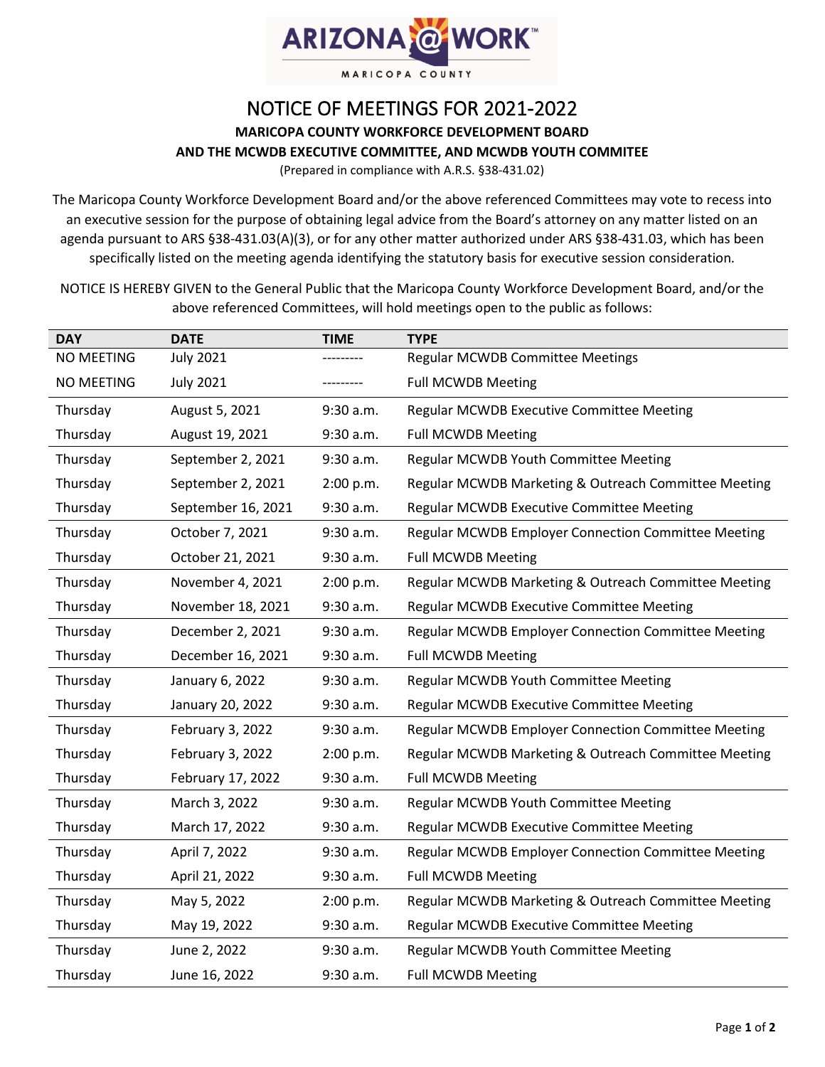# NOTICE OF MEETINGS FOR 2021-2022

**MARICOPA COUNTY WORKFORCE DEVELOPMENT BOARD**

**AND THE MCWDB EXECUTIVE COMMITTEE, AND MCWDB YOUTH COMMITEE**

(Prepared in compliance with A.R.S. §38-431.02)

The Maricopa County Workforce Development Board and/or the above referenced Committees may vote to recess into an executive session for the purpose of obtaining legal advice from the Board's attorney on any matter listed on an agenda pursuant to ARS §38-431.03(A)(3), or for any other matter authorized under ARS §38-431.03, which has been specifically listed on the meeting agenda identifying the statutory basis for executive session consideration.

NOTICE IS HEREBY GIVEN to the General Public that the Maricopa County Workforce Development Board, and/or the above referenced Committees, will hold meetings open to the public as follows:

| DAY | DATE | TIME | TYPE |
|---|---|---|---|
| NO MEETING | July 2021 | --------- | Regular MCWDB Committee Meetings |
| NO MEETING | July 2021 | --------- | Full MCWDB Meeting |
| Thursday | August 5, 2021 | 9:30 a.m. | Regular MCWDB Executive Committee Meeting |
| Thursday | August 19, 2021 | 9:30 a.m. | Full MCWDB Meeting |
| Thursday | September 2, 2021 | 9:30 a.m. | Regular MCWDB Youth Committee Meeting |
| Thursday | September 2, 2021 | 2:00 p.m. | Regular MCWDB Marketing & Outreach Committee Meeting |
| Thursday | September 16, 2021 | 9:30 a.m. | Regular MCWDB Executive Committee Meeting |
| Thursday | October 7, 2021 | 9:30 a.m. | Regular MCWDB Employer Connection Committee Meeting |
| Thursday | October 21, 2021 | 9:30 a.m. | Full MCWDB Meeting |
| Thursday | November 4, 2021 | 2:00 p.m. | Regular MCWDB Marketing & Outreach Committee Meeting |
| Thursday | November 18, 2021 | 9:30 a.m. | Regular MCWDB Executive Committee Meeting |
| Thursday | December 2, 2021 | 9:30 a.m. | Regular MCWDB Employer Connection Committee Meeting |
| Thursday | December 16, 2021 | 9:30 a.m. | Full MCWDB Meeting |
| Thursday | January 6, 2022 | 9:30 a.m. | Regular MCWDB Youth Committee Meeting |
| Thursday | January 20, 2022 | 9:30 a.m. | Regular MCWDB Executive Committee Meeting |
| Thursday | February 3, 2022 | 9:30 a.m. | Regular MCWDB Employer Connection Committee Meeting |
| Thursday | February 3, 2022 | 2:00 p.m. | Regular MCWDB Marketing & Outreach Committee Meeting |
| Thursday | February 17, 2022 | 9:30 a.m. | Full MCWDB Meeting |
| Thursday | March 3, 2022 | 9:30 a.m. | Regular MCWDB Youth Committee Meeting |
| Thursday | March 17, 2022 | 9:30 a.m. | Regular MCWDB Executive Committee Meeting |
| Thursday | April 7, 2022 | 9:30 a.m. | Regular MCWDB Employer Connection Committee Meeting |
| Thursday | April 21, 2022 | 9:30 a.m. | Full MCWDB Meeting |
| Thursday | May 5, 2022 | 2:00 p.m. | Regular MCWDB Marketing & Outreach Committee Meeting |
| Thursday | May 19, 2022 | 9:30 a.m. | Regular MCWDB Executive Committee Meeting |
| Thursday | June 2, 2022 | 9:30 a.m. | Regular MCWDB Youth Committee Meeting |
| Thursday | June 16, 2022 | 9:30 a.m. | Full MCWDB Meeting |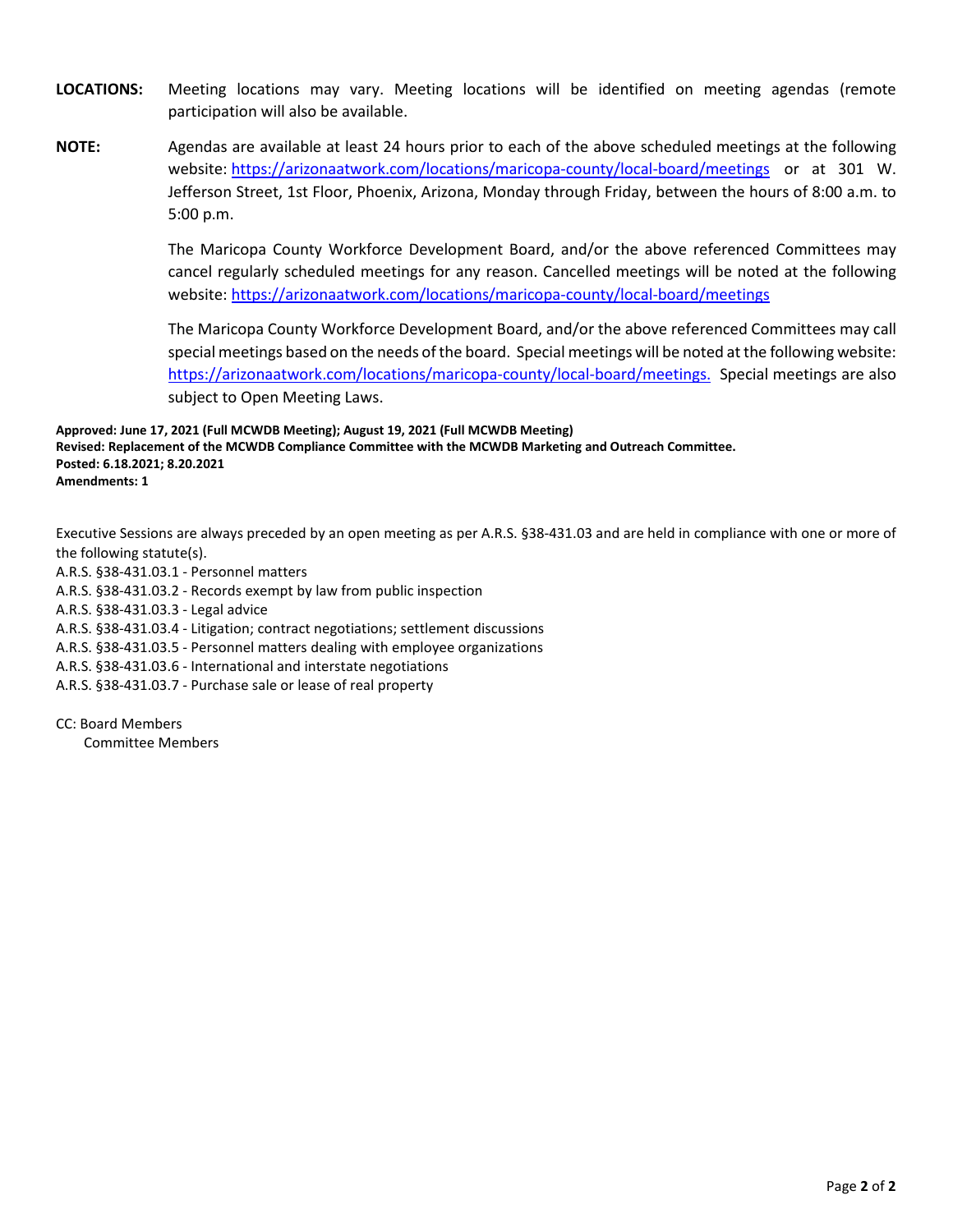**LOCATIONS:** Meeting locations may vary. Meeting locations will be identified on meeting agendas (remote participation will also be available.

**NOTE:** Agendas are available at least 24 hours prior to each of the above scheduled meetings at the following website: https://arizonaatwork.com/locations/maricopa-county/local-board/meetings or at 301 W. Jefferson Street, 1st Floor, Phoenix, Arizona, Monday through Friday, between the hours of 8:00 a.m. to 5:00 p.m.

The Maricopa County Workforce Development Board, and/or the above referenced Committees may cancel regularly scheduled meetings for any reason. Cancelled meetings will be noted at the following website: https://arizonaatwork.com/locations/maricopa-county/local-board/meetings

The Maricopa County Workforce Development Board, and/or the above referenced Committees may call special meetings based on the needs of the board. Special meetings will be noted at the following website: https://arizonaatwork.com/locations/maricopa-county/local-board/meetings. Special meetings are also subject to Open Meeting Laws.

**Approved: June 17, 2021 (Full MCWDB Meeting); August 19, 2021 (Full MCWDB Meeting)**
**Revised: Replacement of the MCWDB Compliance Committee with the MCWDB Marketing and Outreach Committee.**
**Posted: 6.18.2021; 8.20.2021**
**Amendments: 1**

Executive Sessions are always preceded by an open meeting as per A.R.S. §38-431.03 and are held in compliance with one or more of the following statute(s).

A.R.S. §38-431.03.1 - Personnel matters
A.R.S. §38-431.03.2 - Records exempt by law from public inspection
A.R.S. §38-431.03.3 - Legal advice
A.R.S. §38-431.03.4 - Litigation; contract negotiations; settlement discussions
A.R.S. §38-431.03.5 - Personnel matters dealing with employee organizations
A.R.S. §38-431.03.6 - International and interstate negotiations
A.R.S. §38-431.03.7 - Purchase sale or lease of real property

CC: Board Members
Committee Members